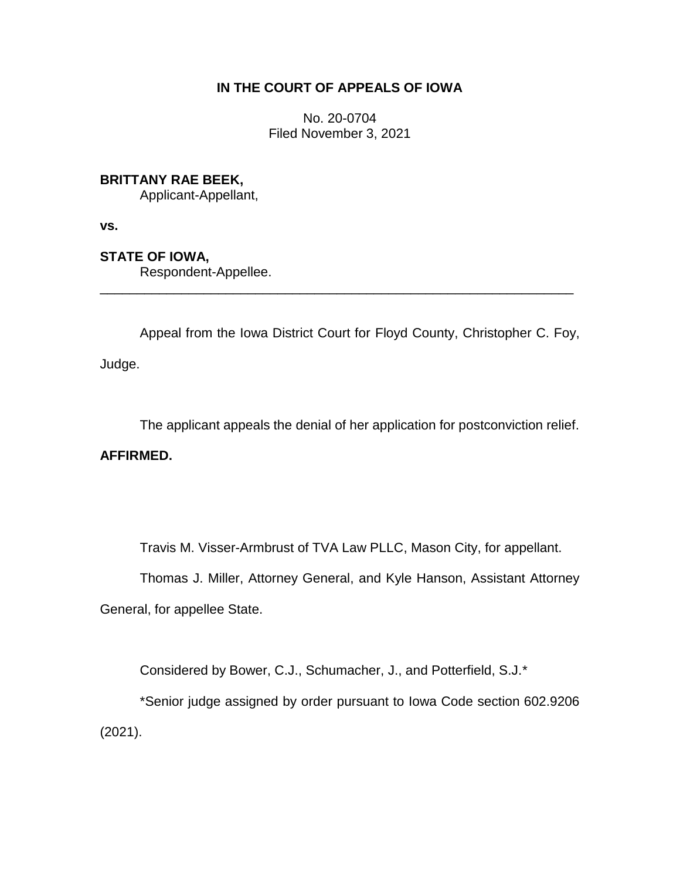# IN THE COURT OF APPEALS OF IOWA

No. 20-0704
Filed November 3, 2021

**BRITTANY RAE BEEK,**
Applicant-Appellant,

**vs.**

**STATE OF IOWA,**
Respondent-Appellee.

---

Appeal from the Iowa District Court for Floyd County, Christopher C. Foy, Judge.

The applicant appeals the denial of her application for postconviction relief.

**AFFIRMED.**

Travis M. Visser-Armbrust of TVA Law PLLC, Mason City, for appellant.

Thomas J. Miller, Attorney General, and Kyle Hanson, Assistant Attorney General, for appellee State.

Considered by Bower, C.J., Schumacher, J., and Potterfield, S.J.*

*Senior judge assigned by order pursuant to Iowa Code section 602.9206 (2021).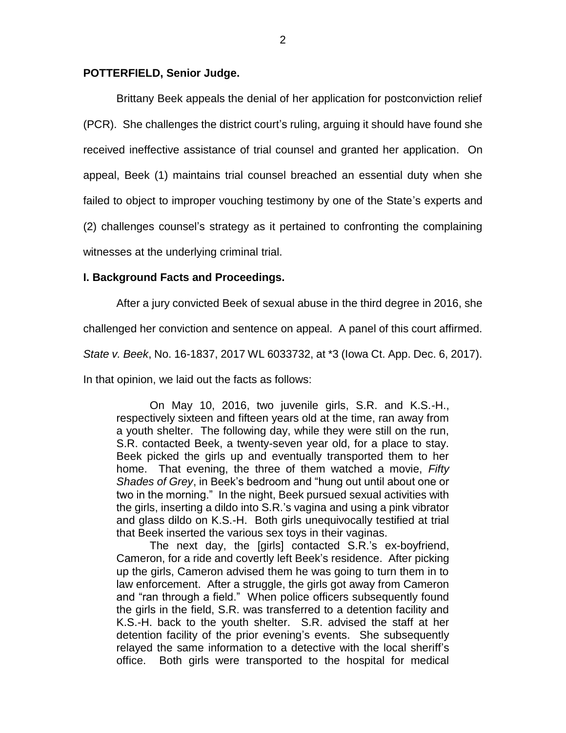**POTTERFIELD, Senior Judge.**

Brittany Beek appeals the denial of her application for postconviction relief (PCR). She challenges the district court's ruling, arguing it should have found she received ineffective assistance of trial counsel and granted her application. On appeal, Beek (1) maintains trial counsel breached an essential duty when she failed to object to improper vouching testimony by one of the State's experts and (2) challenges counsel's strategy as it pertained to confronting the complaining witnesses at the underlying criminal trial.

**I. Background Facts and Proceedings.**

After a jury convicted Beek of sexual abuse in the third degree in 2016, she challenged her conviction and sentence on appeal. A panel of this court affirmed. *State v. Beek*, No. 16-1837, 2017 WL 6033732, at *3 (Iowa Ct. App. Dec. 6, 2017). In that opinion, we laid out the facts as follows:

> On May 10, 2016, two juvenile girls, S.R. and K.S.-H., respectively sixteen and fifteen years old at the time, ran away from a youth shelter. The following day, while they were still on the run, S.R. contacted Beek, a twenty-seven year old, for a place to stay. Beek picked the girls up and eventually transported them to her home. That evening, the three of them watched a movie, *Fifty Shades of Grey*, in Beek's bedroom and "hung out until about one or two in the morning." In the night, Beek pursued sexual activities with the girls, inserting a dildo into S.R.'s vagina and using a pink vibrator and glass dildo on K.S.-H. Both girls unequivocally testified at trial that Beek inserted the various sex toys in their vaginas.
>
> The next day, the [girls] contacted S.R.'s ex-boyfriend, Cameron, for a ride and covertly left Beek's residence. After picking up the girls, Cameron advised them he was going to turn them in to law enforcement. After a struggle, the girls got away from Cameron and "ran through a field." When police officers subsequently found the girls in the field, S.R. was transferred to a detention facility and K.S.-H. back to the youth shelter. S.R. advised the staff at her detention facility of the prior evening's events. She subsequently relayed the same information to a detective with the local sheriff's office. Both girls were transported to the hospital for medical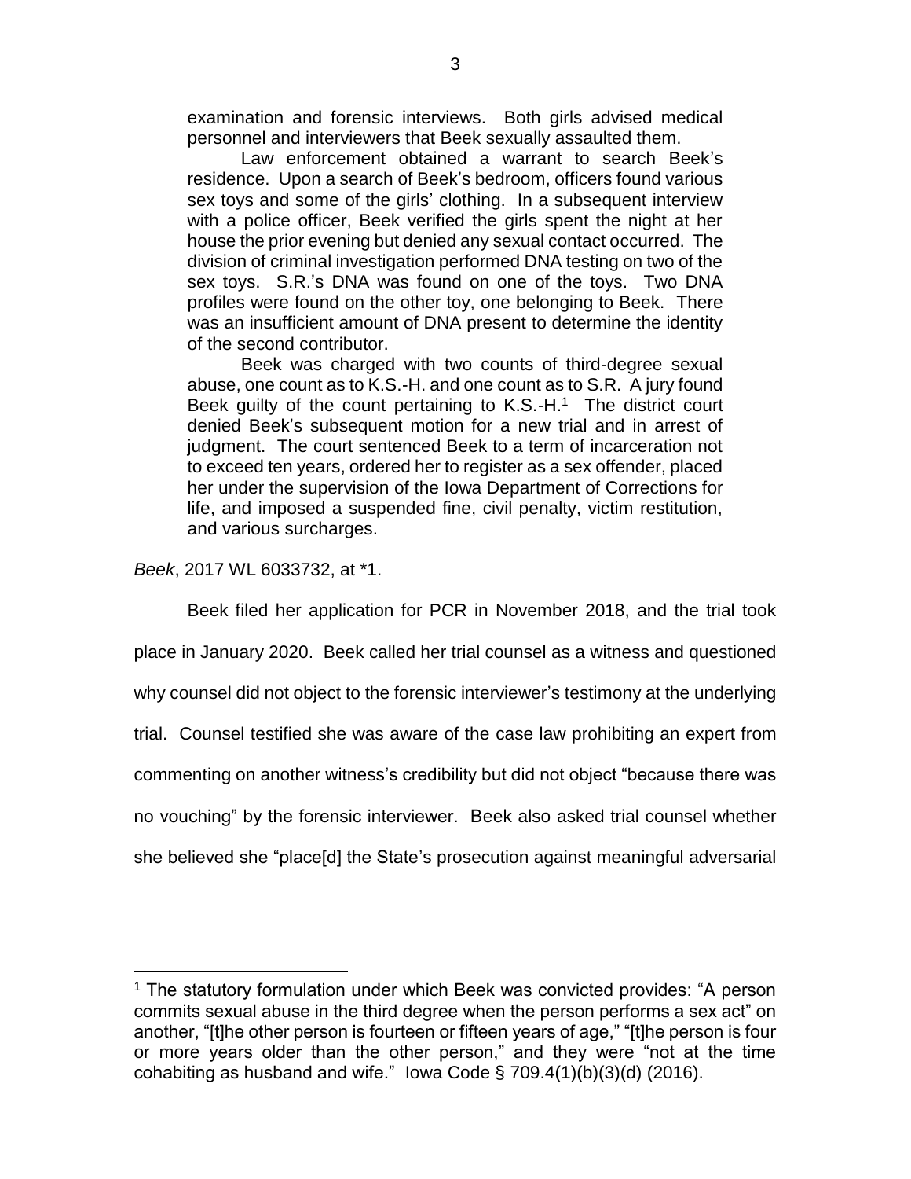examination and forensic interviews. Both girls advised medical personnel and interviewers that Beek sexually assaulted them.

Law enforcement obtained a warrant to search Beek's residence. Upon a search of Beek's bedroom, officers found various sex toys and some of the girls' clothing. In a subsequent interview with a police officer, Beek verified the girls spent the night at her house the prior evening but denied any sexual contact occurred. The division of criminal investigation performed DNA testing on two of the sex toys. S.R.'s DNA was found on one of the toys. Two DNA profiles were found on the other toy, one belonging to Beek. There was an insufficient amount of DNA present to determine the identity of the second contributor.

Beek was charged with two counts of third-degree sexual abuse, one count as to K.S.-H. and one count as to S.R. A jury found Beek guilty of the count pertaining to K.S.-H.[1] The district court denied Beek's subsequent motion for a new trial and in arrest of judgment. The court sentenced Beek to a term of incarceration not to exceed ten years, ordered her to register as a sex offender, placed her under the supervision of the Iowa Department of Corrections for life, and imposed a suspended fine, civil penalty, victim restitution, and various surcharges.

*Beek*, 2017 WL 6033732, at *1.

Beek filed her application for PCR in November 2018, and the trial took place in January 2020. Beek called her trial counsel as a witness and questioned why counsel did not object to the forensic interviewer's testimony at the underlying trial. Counsel testified she was aware of the case law prohibiting an expert from commenting on another witness's credibility but did not object "because there was no vouching" by the forensic interviewer. Beek also asked trial counsel whether she believed she "place[d] the State's prosecution against meaningful adversarial

---

[1] The statutory formulation under which Beek was convicted provides: "A person commits sexual abuse in the third degree when the person performs a sex act" on another, "[t]he other person is fourteen or fifteen years of age," "[t]he person is four or more years older than the other person," and they were "not at the time cohabiting as husband and wife." Iowa Code § 709.4(1)(b)(3)(d) (2016).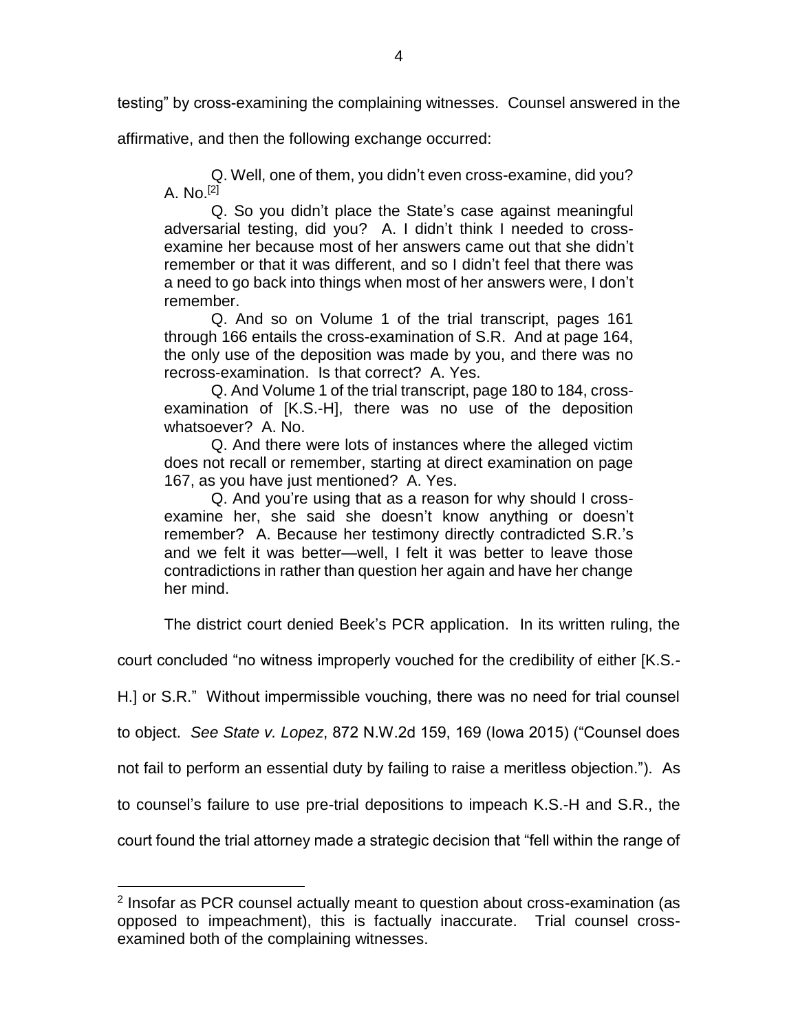testing" by cross-examining the complaining witnesses. Counsel answered in the affirmative, and then the following exchange occurred:

> Q. Well, one of them, you didn't even cross-examine, did you? A. No.[2]
>
> Q. So you didn't place the State's case against meaningful adversarial testing, did you? A. I didn't think I needed to cross-examine her because most of her answers came out that she didn't remember or that it was different, and so I didn't feel that there was a need to go back into things when most of her answers were, I don't remember.
>
> Q. And so on Volume 1 of the trial transcript, pages 161 through 166 entails the cross-examination of S.R. And at page 164, the only use of the deposition was made by you, and there was no recross-examination. Is that correct? A. Yes.
>
> Q. And Volume 1 of the trial transcript, page 180 to 184, cross-examination of [K.S.-H], there was no use of the deposition whatsoever? A. No.
>
> Q. And there were lots of instances where the alleged victim does not recall or remember, starting at direct examination on page 167, as you have just mentioned? A. Yes.
>
> Q. And you're using that as a reason for why should I cross-examine her, she said she doesn't know anything or doesn't remember? A. Because her testimony directly contradicted S.R.'s and we felt it was better—well, I felt it was better to leave those contradictions in rather than question her again and have her change her mind.

The district court denied Beek's PCR application. In its written ruling, the court concluded "no witness improperly vouched for the credibility of either [K.S.-H.] or S.R." Without impermissible vouching, there was no need for trial counsel to object. *See State v. Lopez*, 872 N.W.2d 159, 169 (Iowa 2015) ("Counsel does not fail to perform an essential duty by failing to raise a meritless objection."). As to counsel's failure to use pre-trial depositions to impeach K.S.-H and S.R., the court found the trial attorney made a strategic decision that "fell within the range of

---

[2] Insofar as PCR counsel actually meant to question about cross-examination (as opposed to impeachment), this is factually inaccurate. Trial counsel cross-examined both of the complaining witnesses.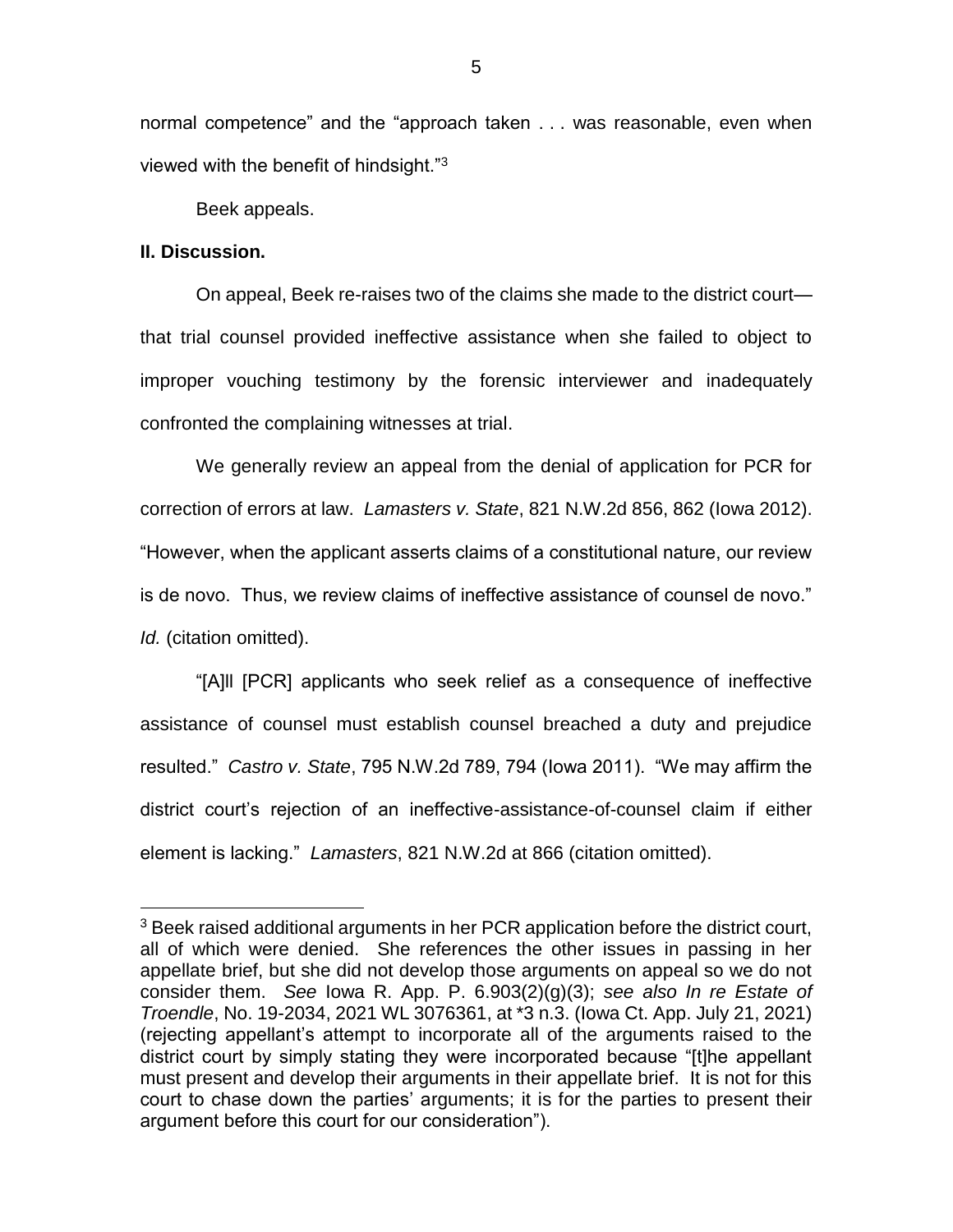normal competence" and the "approach taken . . . was reasonable, even when viewed with the benefit of hindsight."[3]

Beek appeals.

**II. Discussion.**

On appeal, Beek re-raises two of the claims she made to the district court—that trial counsel provided ineffective assistance when she failed to object to improper vouching testimony by the forensic interviewer and inadequately confronted the complaining witnesses at trial.

We generally review an appeal from the denial of application for PCR for correction of errors at law. *Lamasters v. State*, 821 N.W.2d 856, 862 (Iowa 2012). "However, when the applicant asserts claims of a constitutional nature, our review is de novo. Thus, we review claims of ineffective assistance of counsel de novo." *Id.* (citation omitted).

"[A]ll [PCR] applicants who seek relief as a consequence of ineffective assistance of counsel must establish counsel breached a duty and prejudice resulted." *Castro v. State*, 795 N.W.2d 789, 794 (Iowa 2011). "We may affirm the district court's rejection of an ineffective-assistance-of-counsel claim if either element is lacking." *Lamasters*, 821 N.W.2d at 866 (citation omitted).

---

[3] Beek raised additional arguments in her PCR application before the district court, all of which were denied. She references the other issues in passing in her appellate brief, but she did not develop those arguments on appeal so we do not consider them. *See* Iowa R. App. P. 6.903(2)(g)(3); *see also In re Estate of Troendle*, No. 19-2034, 2021 WL 3076361, at *3 n.3. (Iowa Ct. App. July 21, 2021) (rejecting appellant's attempt to incorporate all of the arguments raised to the district court by simply stating they were incorporated because "[t]he appellant must present and develop their arguments in their appellate brief. It is not for this court to chase down the parties' arguments; it is for the parties to present their argument before this court for our consideration").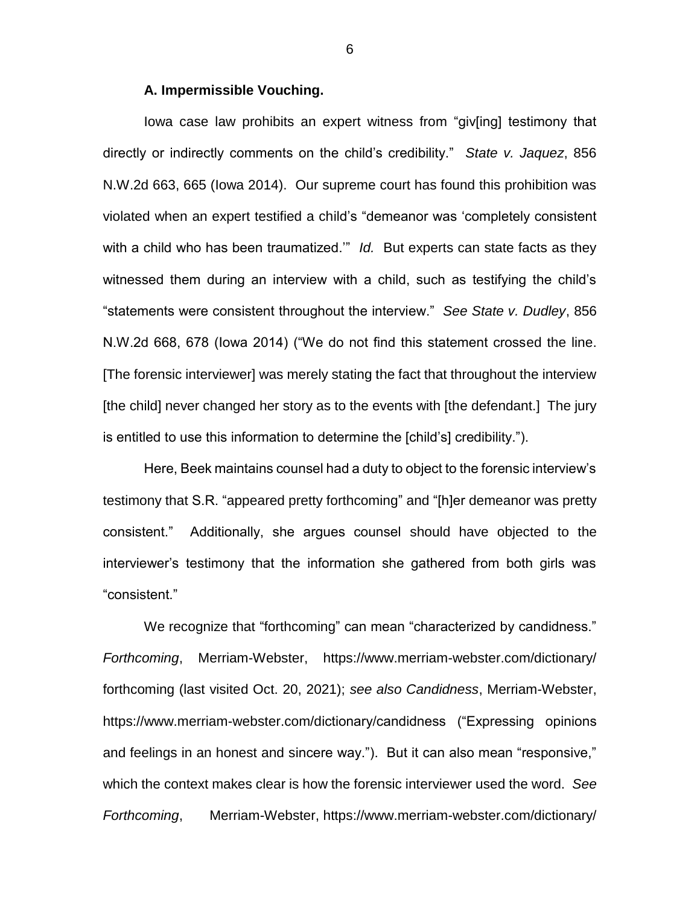### A. Impermissible Vouching.

Iowa case law prohibits an expert witness from "giv[ing] testimony that directly or indirectly comments on the child's credibility." *State v. Jaquez*, 856 N.W.2d 663, 665 (Iowa 2014). Our supreme court has found this prohibition was violated when an expert testified a child's "demeanor was 'completely consistent with a child who has been traumatized.'" *Id.* But experts can state facts as they witnessed them during an interview with a child, such as testifying the child's "statements were consistent throughout the interview." *See State v. Dudley*, 856 N.W.2d 668, 678 (Iowa 2014) ("We do not find this statement crossed the line. [The forensic interviewer] was merely stating the fact that throughout the interview [the child] never changed her story as to the events with [the defendant.] The jury is entitled to use this information to determine the [child's] credibility.").

Here, Beek maintains counsel had a duty to object to the forensic interview's testimony that S.R. "appeared pretty forthcoming" and "[h]er demeanor was pretty consistent." Additionally, she argues counsel should have objected to the interviewer's testimony that the information she gathered from both girls was "consistent."

We recognize that "forthcoming" can mean "characterized by candidness." *Forthcoming*, Merriam-Webster, https://www.merriam-webster.com/dictionary/forthcoming (last visited Oct. 20, 2021); *see also Candidness*, Merriam-Webster, https://www.merriam-webster.com/dictionary/candidness ("Expressing opinions and feelings in an honest and sincere way."). But it can also mean "responsive," which the context makes clear is how the forensic interviewer used the word. *See Forthcoming*, Merriam-Webster, https://www.merriam-webster.com/dictionary/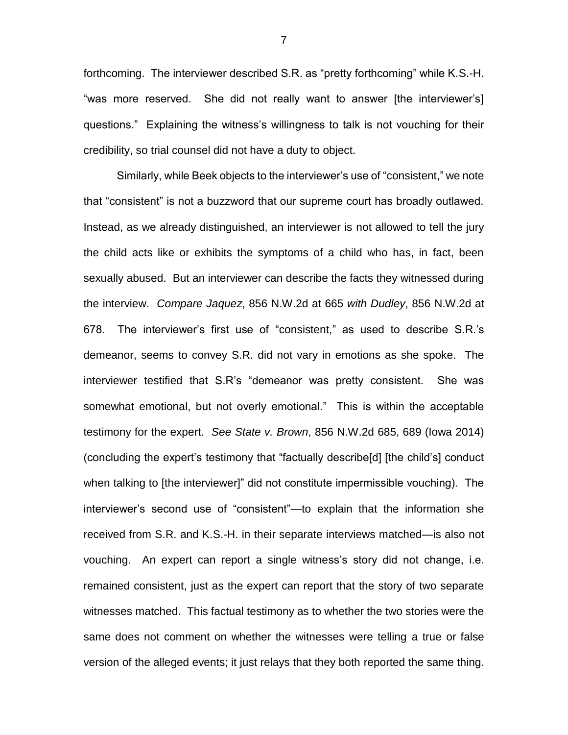forthcoming. The interviewer described S.R. as "pretty forthcoming" while K.S.-H. "was more reserved. She did not really want to answer [the interviewer's] questions." Explaining the witness's willingness to talk is not vouching for their credibility, so trial counsel did not have a duty to object.

Similarly, while Beek objects to the interviewer's use of "consistent," we note that "consistent" is not a buzzword that our supreme court has broadly outlawed. Instead, as we already distinguished, an interviewer is not allowed to tell the jury the child acts like or exhibits the symptoms of a child who has, in fact, been sexually abused. But an interviewer can describe the facts they witnessed during the interview. *Compare Jaquez*, 856 N.W.2d at 665 *with Dudley*, 856 N.W.2d at 678. The interviewer's first use of "consistent," as used to describe S.R.'s demeanor, seems to convey S.R. did not vary in emotions as she spoke. The interviewer testified that S.R's "demeanor was pretty consistent. She was somewhat emotional, but not overly emotional." This is within the acceptable testimony for the expert. *See State v. Brown*, 856 N.W.2d 685, 689 (Iowa 2014) (concluding the expert's testimony that "factually describe[d] [the child's] conduct when talking to [the interviewer]" did not constitute impermissible vouching). The interviewer's second use of "consistent"—to explain that the information she received from S.R. and K.S.-H. in their separate interviews matched—is also not vouching. An expert can report a single witness's story did not change, i.e. remained consistent, just as the expert can report that the story of two separate witnesses matched. This factual testimony as to whether the two stories were the same does not comment on whether the witnesses were telling a true or false version of the alleged events; it just relays that they both reported the same thing.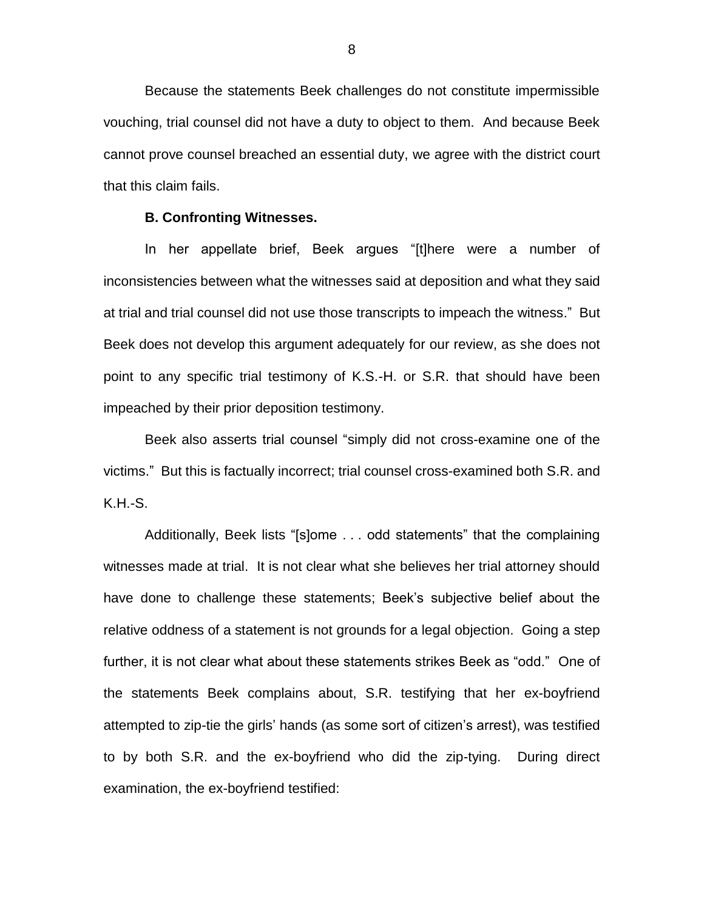Because the statements Beek challenges do not constitute impermissible vouching, trial counsel did not have a duty to object to them. And because Beek cannot prove counsel breached an essential duty, we agree with the district court that this claim fails.

**B. Confronting Witnesses.**

In her appellate brief, Beek argues "[t]here were a number of inconsistencies between what the witnesses said at deposition and what they said at trial and trial counsel did not use those transcripts to impeach the witness." But Beek does not develop this argument adequately for our review, as she does not point to any specific trial testimony of K.S.-H. or S.R. that should have been impeached by their prior deposition testimony.

Beek also asserts trial counsel "simply did not cross-examine one of the victims." But this is factually incorrect; trial counsel cross-examined both S.R. and K.H.-S.

Additionally, Beek lists "[s]ome . . . odd statements" that the complaining witnesses made at trial. It is not clear what she believes her trial attorney should have done to challenge these statements; Beek's subjective belief about the relative oddness of a statement is not grounds for a legal objection. Going a step further, it is not clear what about these statements strikes Beek as "odd." One of the statements Beek complains about, S.R. testifying that her ex-boyfriend attempted to zip-tie the girls' hands (as some sort of citizen's arrest), was testified to by both S.R. and the ex-boyfriend who did the zip-tying. During direct examination, the ex-boyfriend testified: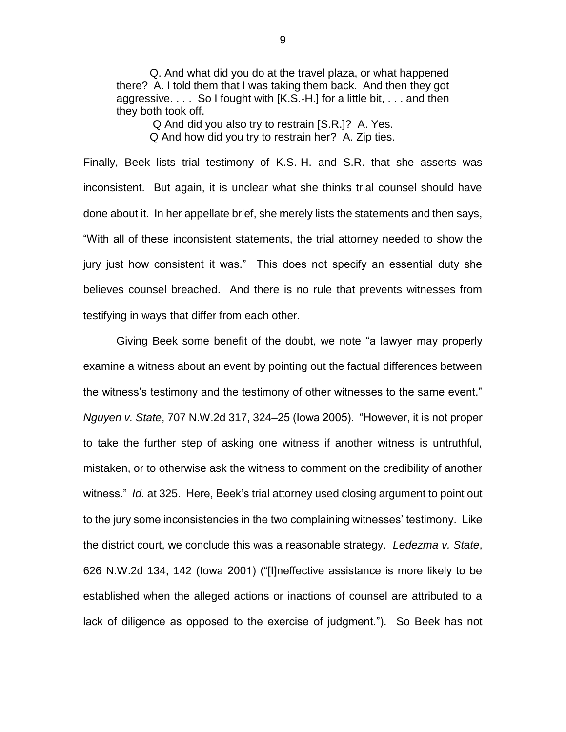> Q. And what did you do at the travel plaza, or what happened there? A. I told them that I was taking them back. And then they got aggressive. . . . So I fought with [K.S.-H.] for a little bit, . . . and then they both took off.
>
> Q And did you also try to restrain [S.R.]? A. Yes.
>
> Q And how did you try to restrain her? A. Zip ties.

Finally, Beek lists trial testimony of K.S.-H. and S.R. that she asserts was inconsistent. But again, it is unclear what she thinks trial counsel should have done about it. In her appellate brief, she merely lists the statements and then says, "With all of these inconsistent statements, the trial attorney needed to show the jury just how consistent it was." This does not specify an essential duty she believes counsel breached. And there is no rule that prevents witnesses from testifying in ways that differ from each other.

Giving Beek some benefit of the doubt, we note "a lawyer may properly examine a witness about an event by pointing out the factual differences between the witness's testimony and the testimony of other witnesses to the same event." *Nguyen v. State*, 707 N.W.2d 317, 324–25 (Iowa 2005). "However, it is not proper to take the further step of asking one witness if another witness is untruthful, mistaken, or to otherwise ask the witness to comment on the credibility of another witness." *Id.* at 325. Here, Beek's trial attorney used closing argument to point out to the jury some inconsistencies in the two complaining witnesses' testimony. Like the district court, we conclude this was a reasonable strategy. *Ledezma v. State*, 626 N.W.2d 134, 142 (Iowa 2001) ("[I]neffective assistance is more likely to be established when the alleged actions or inactions of counsel are attributed to a lack of diligence as opposed to the exercise of judgment."). So Beek has not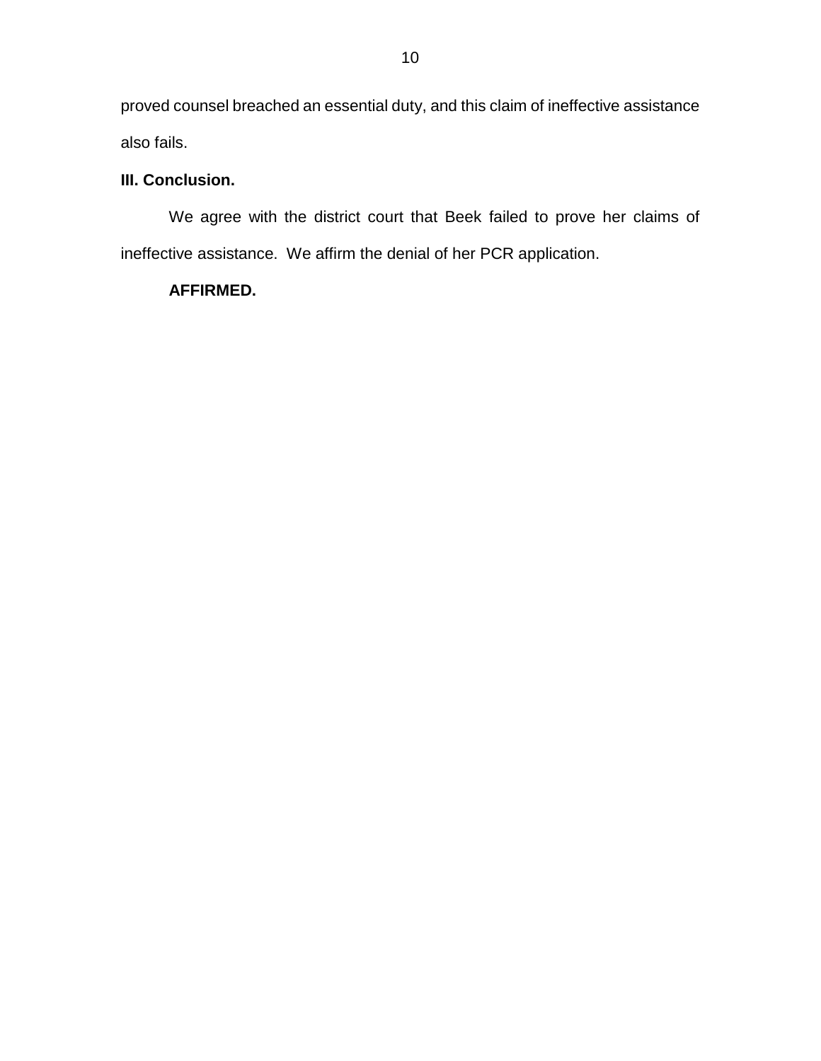proved counsel breached an essential duty, and this claim of ineffective assistance also fails.

## III. Conclusion.

We agree with the district court that Beek failed to prove her claims of ineffective assistance. We affirm the denial of her PCR application.

**AFFIRMED.**